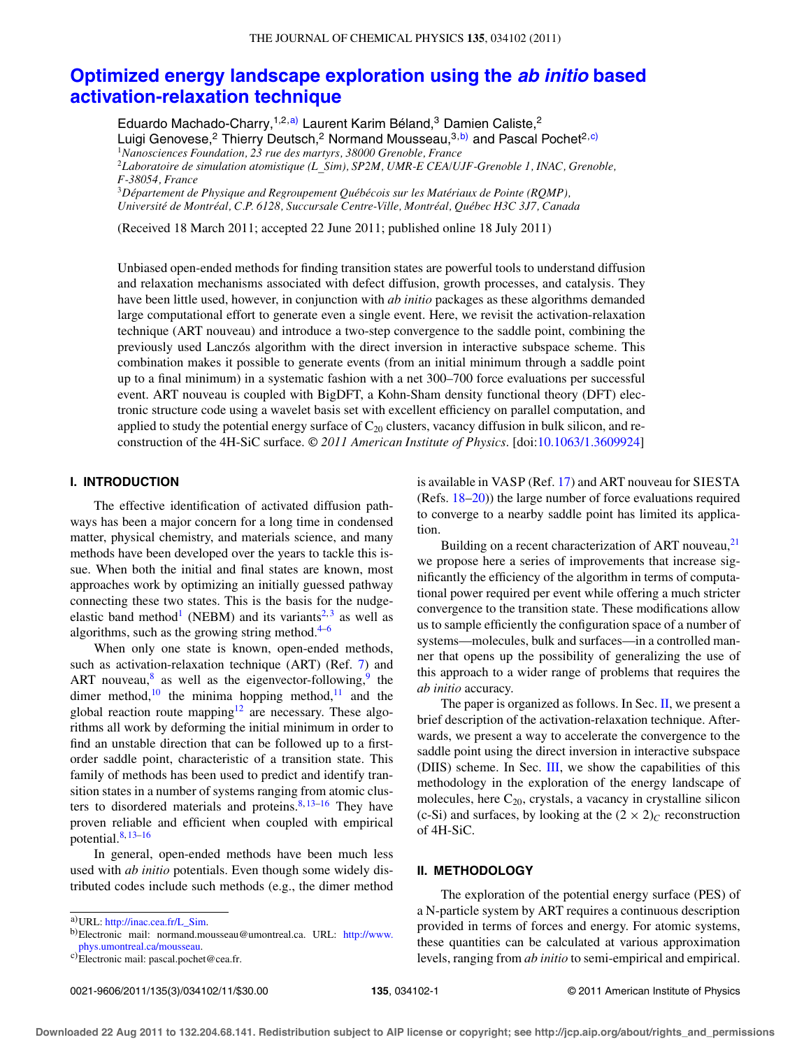# Optimized energy landscape exploration using the *ab initio* based activation-relaxation technique

Eduardo Machado-Charry,[1,2,a)] Laurent Karim Béland,[3] Damien Caliste,[2] Luigi Genovese,[2] Thierry Deutsch,[2] Normand Mousseau,[3,b)] and Pascal Pochet[2,c)]

[1]*Nanosciences Foundation, 23 rue des martyrs, 38000 Grenoble, France*
[2]*Laboratoire de simulation atomistique (L_Sim), SP2M, UMR-E CEA/UJF-Grenoble 1, INAC, Grenoble, F-38054, France*
[3]*Département de Physique and Regroupement Québécois sur les Matériaux de Pointe (RQMP), Université de Montréal, C.P. 6128, Succursale Centre-Ville, Montréal, Québec H3C 3J7, Canada*

(Received 18 March 2011; accepted 22 June 2011; published online 18 July 2011)

Unbiased open-ended methods for finding transition states are powerful tools to understand diffusion and relaxation mechanisms associated with defect diffusion, growth processes, and catalysis. They have been little used, however, in conjunction with *ab initio* packages as these algorithms demanded large computational effort to generate even a single event. Here, we revisit the activation-relaxation technique (ART nouveau) and introduce a two-step convergence to the saddle point, combining the previously used Lanczós algorithm with the direct inversion in interactive subspace scheme. This combination makes it possible to generate events (from an initial minimum through a saddle point up to a final minimum) in a systematic fashion with a net 300–700 force evaluations per successful event. ART nouveau is coupled with BigDFT, a Kohn-Sham density functional theory (DFT) electronic structure code using a wavelet basis set with excellent efficiency on parallel computation, and applied to study the potential energy surface of $C_{20}$ clusters, vacancy diffusion in bulk silicon, and reconstruction of the 4H-SiC surface. © *2011 American Institute of Physics*. [doi:10.1063/1.3609924]

## I. INTRODUCTION

The effective identification of activated diffusion pathways has been a major concern for a long time in condensed matter, physical chemistry, and materials science, and many methods have been developed over the years to tackle this issue. When both the initial and final states are known, most approaches work by optimizing an initially guessed pathway connecting these two states. This is the basis for the nudge-elastic band method[1] (NEBM) and its variants[2,3] as well as algorithms, such as the growing string method.[4–6]

When only one state is known, open-ended methods, such as activation-relaxation technique (ART) (Ref. 7) and ART nouveau,[8] as well as the eigenvector-following,[9] the dimer method,[10] the minima hopping method,[11] and the global reaction route mapping[12] are necessary. These algorithms all work by deforming the initial minimum in order to find an unstable direction that can be followed up to a first-order saddle point, characteristic of a transition state. This family of methods has been used to predict and identify transition states in a number of systems ranging from atomic clusters to disordered materials and proteins.[8,13–16] They have proven reliable and efficient when coupled with empirical potential.[8,13–16]

In general, open-ended methods have been much less used with *ab initio* potentials. Even though some widely distributed codes include such methods (e.g., the dimer method is available in VASP (Ref. 17) and ART nouveau for SIESTA (Refs. 18–20)) the large number of force evaluations required to converge to a nearby saddle point has limited its application.

Building on a recent characterization of ART nouveau,[21] we propose here a series of improvements that increase significantly the efficiency of the algorithm in terms of computational power required per event while offering a much stricter convergence to the transition state. These modifications allow us to sample efficiently the configuration space of a number of systems—molecules, bulk and surfaces—in a controlled manner that opens up the possibility of generalizing the use of this approach to a wider range of problems that requires the *ab initio* accuracy.

The paper is organized as follows. In Sec. II, we present a brief description of the activation-relaxation technique. Afterwards, we present a way to accelerate the convergence to the saddle point using the direct inversion in interactive subspace (DIIS) scheme. In Sec. III, we show the capabilities of this methodology in the exploration of the energy landscape of molecules, here $C_{20}$, crystals, a vacancy in crystalline silicon (c-Si) and surfaces, by looking at the $(2 \times 2)_C$ reconstruction of 4H-SiC.

## II. METHODOLOGY

The exploration of the potential energy surface (PES) of a N-particle system by ART requires a continuous description provided in terms of forces and energy. For atomic systems, these quantities can be calculated at various approximation levels, ranging from *ab initio* to semi-empirical and empirical.

---

a)URL: http://inac.cea.fr/L_Sim.
b)Electronic mail: normand.mousseau@umontreal.ca. URL: http://www.phys.umontreal.ca/mousseau.
c)Electronic mail: pascal.pochet@cea.fr.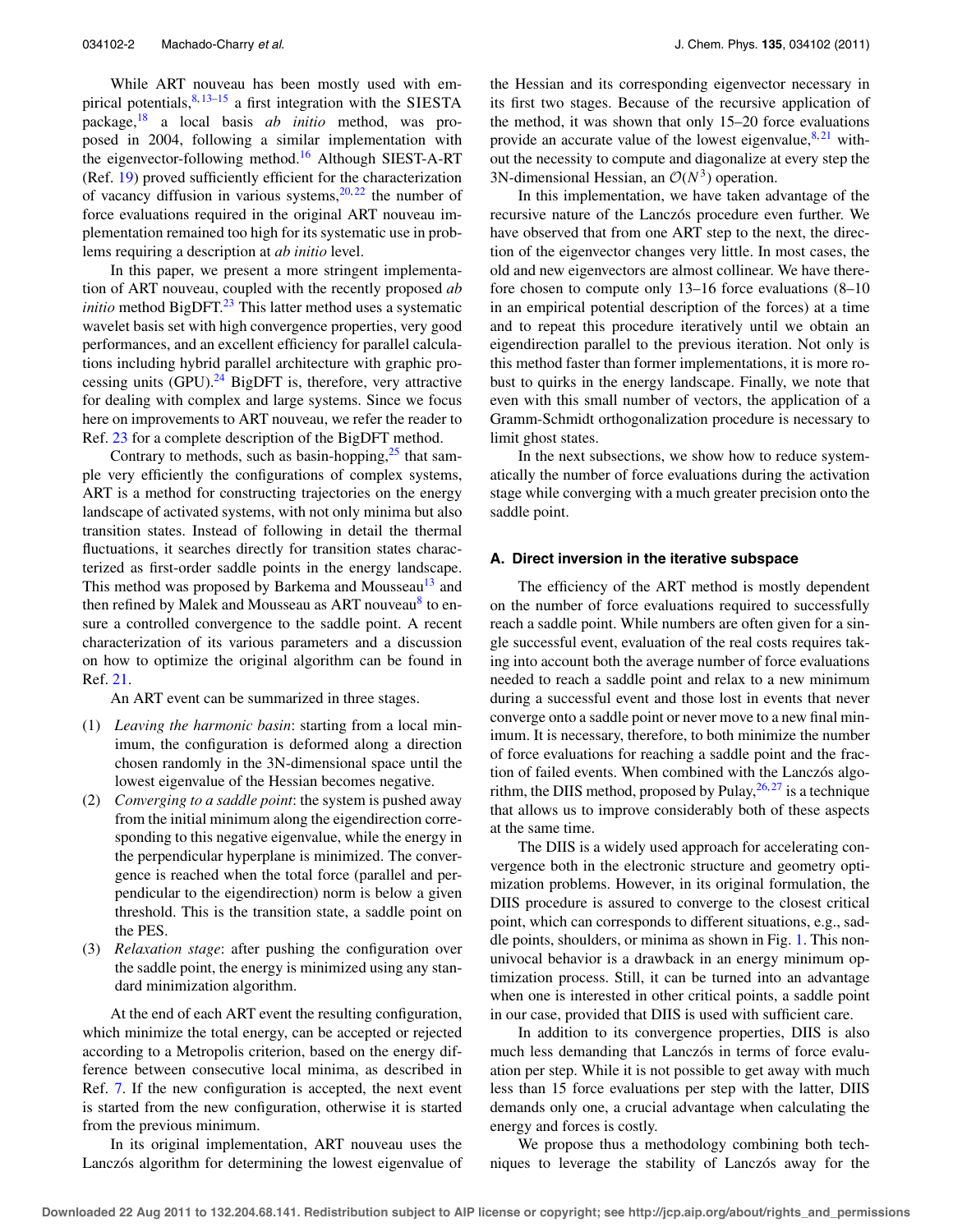While ART nouveau has been mostly used with empirical potentials,[8,13–15] a first integration with the SIESTA package,[18] a local basis *ab initio* method, was proposed in 2004, following a similar implementation with the eigenvector-following method.[16] Although SIEST-A-RT (Ref. 19) proved sufficiently efficient for the characterization of vacancy diffusion in various systems,[20,22] the number of force evaluations required in the original ART nouveau implementation remained too high for its systematic use in problems requiring a description at *ab initio* level.

In this paper, we present a more stringent implementation of ART nouveau, coupled with the recently proposed *ab initio* method BigDFT.[23] This latter method uses a systematic wavelet basis set with high convergence properties, very good performances, and an excellent efficiency for parallel calculations including hybrid parallel architecture with graphic processing units (GPU).[24] BigDFT is, therefore, very attractive for dealing with complex and large systems. Since we focus here on improvements to ART nouveau, we refer the reader to Ref. 23 for a complete description of the BigDFT method.

Contrary to methods, such as basin-hopping,[25] that sample very efficiently the configurations of complex systems, ART is a method for constructing trajectories on the energy landscape of activated systems, with not only minima but also transition states. Instead of following in detail the thermal fluctuations, it searches directly for transition states characterized as first-order saddle points in the energy landscape. This method was proposed by Barkema and Mousseau[13] and then refined by Malek and Mousseau as ART nouveau[8] to ensure a controlled convergence to the saddle point. A recent characterization of its various parameters and a discussion on how to optimize the original algorithm can be found in Ref. 21.

An ART event can be summarized in three stages.

1. *Leaving the harmonic basin*: starting from a local minimum, the configuration is deformed along a direction chosen randomly in the 3N-dimensional space until the lowest eigenvalue of the Hessian becomes negative.
2. *Converging to a saddle point*: the system is pushed away from the initial minimum along the eigendirection corresponding to this negative eigenvalue, while the energy in the perpendicular hyperplane is minimized. The convergence is reached when the total force (parallel and perpendicular to the eigendirection) norm is below a given threshold. This is the transition state, a saddle point on the PES.
3. *Relaxation stage*: after pushing the configuration over the saddle point, the energy is minimized using any standard minimization algorithm.

At the end of each ART event the resulting configuration, which minimize the total energy, can be accepted or rejected according to a Metropolis criterion, based on the energy difference between consecutive local minima, as described in Ref. 7. If the new configuration is accepted, the next event is started from the new configuration, otherwise it is started from the previous minimum.

In its original implementation, ART nouveau uses the Lanczós algorithm for determining the lowest eigenvalue of the Hessian and its corresponding eigenvector necessary in its first two stages. Because of the recursive application of the method, it was shown that only 15–20 force evaluations provide an accurate value of the lowest eigenvalue,[8,21] without the necessity to compute and diagonalize at every step the 3N-dimensional Hessian, an $\mathcal{O}(N^3)$ operation.

In this implementation, we have taken advantage of the recursive nature of the Lanczós procedure even further. We have observed that from one ART step to the next, the direction of the eigenvector changes very little. In most cases, the old and new eigenvectors are almost collinear. We have therefore chosen to compute only 13–16 force evaluations (8–10 in an empirical potential description of the forces) at a time and to repeat this procedure iteratively until we obtain an eigendirection parallel to the previous iteration. Not only is this method faster than former implementations, it is more robust to quirks in the energy landscape. Finally, we note that even with this small number of vectors, the application of a Gramm-Schmidt orthogonalization procedure is necessary to limit ghost states.

In the next subsections, we show how to reduce systematically the number of force evaluations during the activation stage while converging with a much greater precision onto the saddle point.

### A. Direct inversion in the iterative subspace

The efficiency of the ART method is mostly dependent on the number of force evaluations required to successfully reach a saddle point. While numbers are often given for a single successful event, evaluation of the real costs requires taking into account both the average number of force evaluations needed to reach a saddle point and relax to a new minimum during a successful event and those lost in events that never converge onto a saddle point or never move to a new final minimum. It is necessary, therefore, to both minimize the number of force evaluations for reaching a saddle point and the fraction of failed events. When combined with the Lanczós algorithm, the DIIS method, proposed by Pulay,[26,27] is a technique that allows us to improve considerably both of these aspects at the same time.

The DIIS is a widely used approach for accelerating convergence both in the electronic structure and geometry optimization problems. However, in its original formulation, the DIIS procedure is assured to converge to the closest critical point, which can corresponds to different situations, e.g., saddle points, shoulders, or minima as shown in Fig. 1. This non-univocal behavior is a drawback in an energy minimum optimization process. Still, it can be turned into an advantage when one is interested in other critical points, a saddle point in our case, provided that DIIS is used with sufficient care.

In addition to its convergence properties, DIIS is also much less demanding that Lanczós in terms of force evaluation per step. While it is not possible to get away with much less than 15 force evaluations per step with the latter, DIIS demands only one, a crucial advantage when calculating the energy and forces is costly.

We propose thus a methodology combining both techniques to leverage the stability of Lanczós away for the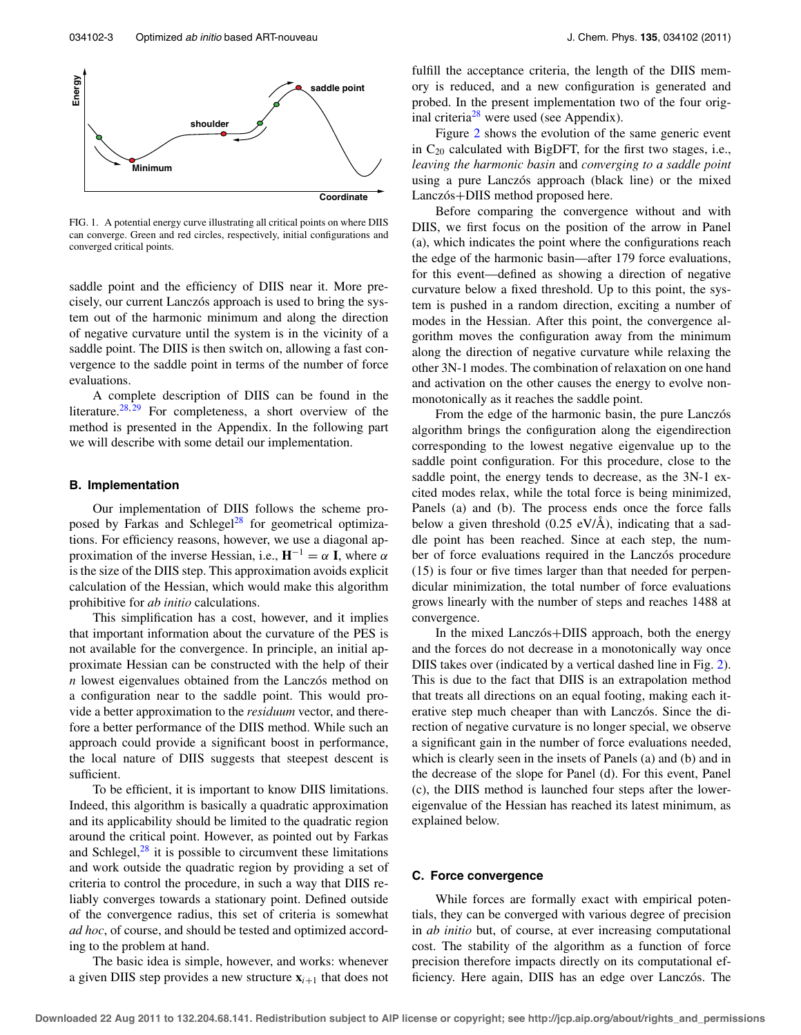Energy

saddle point

shoulder

Minimum

Coordinate

FIG. 1. A potential energy curve illustrating all critical points on where DIIS can converge. Green and red circles, respectively, initial configurations and converged critical points.

saddle point and the efficiency of DIIS near it. More precisely, our current Lanczós approach is used to bring the system out of the harmonic minimum and along the direction of negative curvature until the system is in the vicinity of a saddle point. The DIIS is then switch on, allowing a fast convergence to the saddle point in terms of the number of force evaluations.

A complete description of DIIS can be found in the literature.[28,29] For completeness, a short overview of the method is presented in the Appendix. In the following part we will describe with some detail our implementation.

### B. Implementation

Our implementation of DIIS follows the scheme proposed by Farkas and Schlegel[28] for geometrical optimizations. For efficiency reasons, however, we use a diagonal approximation of the inverse Hessian, i.e., $\mathbf{H}^{-1} = \alpha\, \mathbf{I}$, where $\alpha$ is the size of the DIIS step. This approximation avoids explicit calculation of the Hessian, which would make this algorithm prohibitive for *ab initio* calculations.

This simplification has a cost, however, and it implies that important information about the curvature of the PES is not available for the convergence. In principle, an initial approximate Hessian can be constructed with the help of their $n$ lowest eigenvalues obtained from the Lanczós method on a configuration near to the saddle point. This would provide a better approximation to the *residuum* vector, and therefore a better performance of the DIIS method. While such an approach could provide a significant boost in performance, the local nature of DIIS suggests that steepest descent is sufficient.

To be efficient, it is important to know DIIS limitations. Indeed, this algorithm is basically a quadratic approximation and its applicability should be limited to the quadratic region around the critical point. However, as pointed out by Farkas and Schlegel,[28] it is possible to circumvent these limitations and work outside the quadratic region by providing a set of criteria to control the procedure, in such a way that DIIS reliably converges towards a stationary point. Defined outside of the convergence radius, this set of criteria is somewhat *ad hoc*, of course, and should be tested and optimized according to the problem at hand.

The basic idea is simple, however, and works: whenever a given DIIS step provides a new structure $\mathbf{x}_{i+1}$ that does not fulfill the acceptance criteria, the length of the DIIS memory is reduced, and a new configuration is generated and probed. In the present implementation two of the four original criteria[28] were used (see Appendix).

Figure 2 shows the evolution of the same generic event in $C_{20}$ calculated with BigDFT, for the first two stages, i.e., *leaving the harmonic basin* and *converging to a saddle point* using a pure Lanczós approach (black line) or the mixed Lanczós+DIIS method proposed here.

Before comparing the convergence without and with DIIS, we first focus on the position of the arrow in Panel (a), which indicates the point where the configurations reach the edge of the harmonic basin—after 179 force evaluations, for this event—defined as showing a direction of negative curvature below a fixed threshold. Up to this point, the system is pushed in a random direction, exciting a number of modes in the Hessian. After this point, the convergence algorithm moves the configuration away from the minimum along the direction of negative curvature while relaxing the other 3N-1 modes. The combination of relaxation on one hand and activation on the other causes the energy to evolve nonmonotonically as it reaches the saddle point.

From the edge of the harmonic basin, the pure Lanczós algorithm brings the configuration along the eigendirection corresponding to the lowest negative eigenvalue up to the saddle point configuration. For this procedure, close to the saddle point, the energy tends to decrease, as the 3N-1 excited modes relax, while the total force is being minimized, Panels (a) and (b). The process ends once the force falls below a given threshold (0.25 eV/Å), indicating that a saddle point has been reached. Since at each step, the number of force evaluations required in the Lanczós procedure (15) is four or five times larger than that needed for perpendicular minimization, the total number of force evaluations grows linearly with the number of steps and reaches 1488 at convergence.

In the mixed Lanczós+DIIS approach, both the energy and the forces do not decrease in a monotonically way once DIIS takes over (indicated by a vertical dashed line in Fig. 2). This is due to the fact that DIIS is an extrapolation method that treats all directions on an equal footing, making each iterative step much cheaper than with Lanczós. Since the direction of negative curvature is no longer special, we observe a significant gain in the number of force evaluations needed, which is clearly seen in the insets of Panels (a) and (b) and in the decrease of the slope for Panel (d). For this event, Panel (c), the DIIS method is launched four steps after the lower-eigenvalue of the Hessian has reached its latest minimum, as explained below.

### C. Force convergence

While forces are formally exact with empirical potentials, they can be converged with various degree of precision in *ab initio* but, of course, at ever increasing computational cost. The stability of the algorithm as a function of force precision therefore impacts directly on its computational efficiency. Here again, DIIS has an edge over Lanczós. The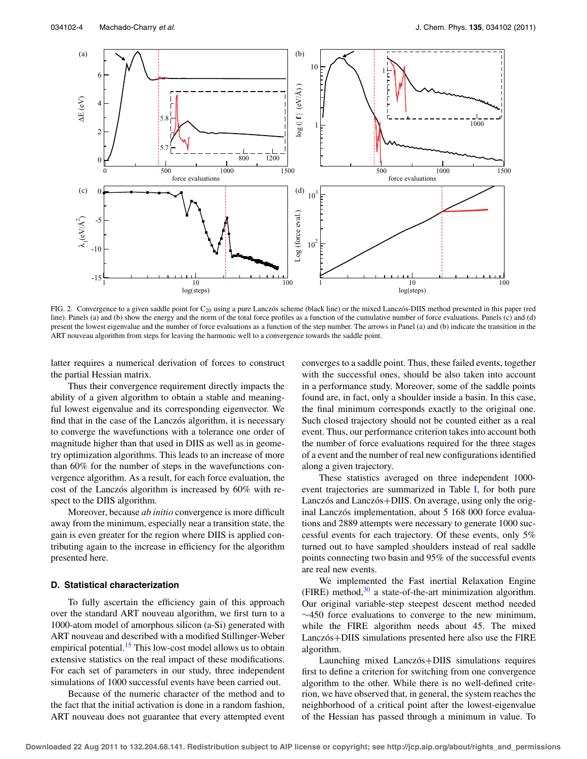FIG. 2. Convergence to a given saddle point for $C_{20}$ using a pure Lanczós scheme (black line) or the mixed Lanczós-DIIS method presented in this paper (red line). Panels (a) and (b) show the energy and the norm of the total force profiles as a function of the cumulative number of force evaluations. Panels (c) and (d) present the lowest eigenvalue and the number of force evaluations as a function of the step number. The arrows in Panel (a) and (b) indicate the transition in the ART nouveau algorithm from steps for leaving the harmonic well to a convergence towards the saddle point.

latter requires a numerical derivation of forces to construct the partial Hessian matrix.

Thus their convergence requirement directly impacts the ability of a given algorithm to obtain a stable and meaningful lowest eigenvalue and its corresponding eigenvector. We find that in the case of the Lanczós algorithm, it is necessary to converge the wavefunctions with a tolerance one order of magnitude higher than that used in DIIS as well as in geometry optimization algorithms. This leads to an increase of more than 60% for the number of steps in the wavefunctions convergence algorithm. As a result, for each force evaluation, the cost of the Lanczós algorithm is increased by 60% with respect to the DIIS algorithm.

Moreover, because *ab initio* convergence is more difficult away from the minimum, especially near a transition state, the gain is even greater for the region where DIIS is applied contributing again to the increase in efficiency for the algorithm presented here.

### D. Statistical characterization

To fully ascertain the efficiency gain of this approach over the standard ART nouveau algorithm, we first turn to a 1000-atom model of amorphous silicon (a-Si) generated with ART nouveau and described with a modified Stillinger-Weber empirical potential.[15] This low-cost model allows us to obtain extensive statistics on the real impact of these modifications. For each set of parameters in our study, three independent simulations of 1000 successful events have been carried out.

Because of the numeric character of the method and to the fact that the initial activation is done in a random fashion, ART nouveau does not guarantee that every attempted event converges to a saddle point. Thus, these failed events, together with the successful ones, should be also taken into account in a performance study. Moreover, some of the saddle points found are, in fact, only a shoulder inside a basin. In this case, the final minimum corresponds exactly to the original one. Such closed trajectory should not be counted either as a real event. Thus, our performance criterion takes into account both the number of force evaluations required for the three stages of a event and the number of real new configurations identified along a given trajectory.

These statistics averaged on three independent 1000-event trajectories are summarized in Table I, for both pure Lanczós and Lanczós+DIIS. On average, using only the original Lanczós implementation, about 5 168 000 force evaluations and 2889 attempts were necessary to generate 1000 successful events for each trajectory. Of these events, only 5% turned out to have sampled shoulders instead of real saddle points connecting two basin and 95% of the successful events are real new events.

We implemented the Fast inertial Relaxation Engine (FIRE) method,[30] a state-of-the-art minimization algorithm. Our original variable-step steepest descent method needed ~450 force evaluations to converge to the new minimum, while the FIRE algorithm needs about 45. The mixed Lanczós+DIIS simulations presented here also use the FIRE algorithm.

Launching mixed Lanczós+DIIS simulations requires first to define a criterion for switching from one convergence algorithm to the other. While there is no well-defined criterion, we have observed that, in general, the system reaches the neighborhood of a critical point after the lowest-eigenvalue of the Hessian has passed through a minimum in value. To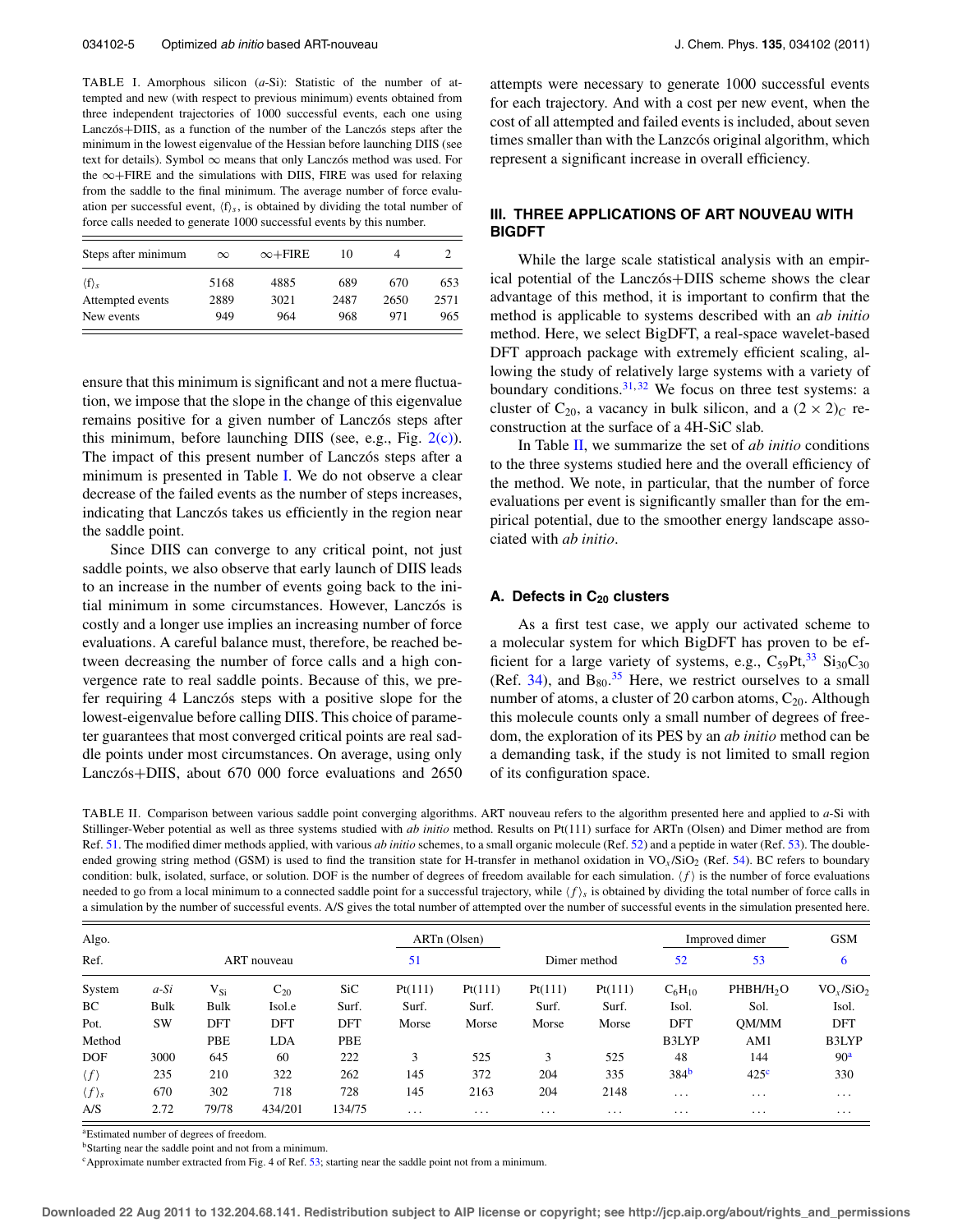TABLE I. Amorphous silicon (*a*-Si): Statistic of the number of attempted and new (with respect to previous minimum) events obtained from three independent trajectories of 1000 successful events, each one using Lanczós+DIIS, as a function of the number of the Lanczós steps after the minimum in the lowest eigenvalue of the Hessian before launching DIIS (see text for details). Symbol ∞ means that only Lanczós method was used. For the ∞+FIRE and the simulations with DIIS, FIRE was used for relaxing from the saddle to the final minimum. The average number of force evaluation per successful event, $\langle f \rangle_s$, is obtained by dividing the total number of force calls needed to generate 1000 successful events by this number.

| Steps after minimum | ∞ | ∞+FIRE | 10 | 4 | 2 |
|---|---|---|---|---|---|
| $\langle f \rangle_s$ | 5168 | 4885 | 689 | 670 | 653 |
| Attempted events | 2889 | 3021 | 2487 | 2650 | 2571 |
| New events | 949 | 964 | 968 | 971 | 965 |

ensure that this minimum is significant and not a mere fluctuation, we impose that the slope in the change of this eigenvalue remains positive for a given number of Lanczós steps after this minimum, before launching DIIS (see, e.g., Fig. 2(c)). The impact of this present number of Lanczós steps after a minimum is presented in Table I. We do not observe a clear decrease of the failed events as the number of steps increases, indicating that Lanczós takes us efficiently in the region near the saddle point.

Since DIIS can converge to any critical point, not just saddle points, we also observe that early launch of DIIS leads to an increase in the number of events going back to the initial minimum in some circumstances. However, Lanczós is costly and a longer use implies an increasing number of force evaluations. A careful balance must, therefore, be reached between decreasing the number of force calls and a high convergence rate to real saddle points. Because of this, we prefer requiring 4 Lanczós steps with a positive slope for the lowest-eigenvalue before calling DIIS. This choice of parameter guarantees that most converged critical points are real saddle points under most circumstances. On average, using only Lanczós+DIIS, about 670 000 force evaluations and 2650 attempts were necessary to generate 1000 successful events for each trajectory. And with a cost per new event, when the cost of all attempted and failed events is included, about seven times smaller than with the Lanczós original algorithm, which represent a significant increase in overall efficiency.

## III. THREE APPLICATIONS OF ART NOUVEAU WITH BIGDFT

While the large scale statistical analysis with an empirical potential of the Lanczós+DIIS scheme shows the clear advantage of this method, it is important to confirm that the method is applicable to systems described with an *ab initio* method. Here, we select BigDFT, a real-space wavelet-based DFT approach package with extremely efficient scaling, allowing the study of relatively large systems with a variety of boundary conditions.[31,32] We focus on three test systems: a cluster of $C_{20}$, a vacancy in bulk silicon, and a $(2 \times 2)_C$ reconstruction at the surface of a 4H-SiC slab.

In Table II, we summarize the set of *ab initio* conditions to the three systems studied here and the overall efficiency of the method. We note, in particular, that the number of force evaluations per event is significantly smaller than for the empirical potential, due to the smoother energy landscape associated with *ab initio*.

### A. Defects in $C_{20}$ clusters

As a first test case, we apply our activated scheme to a molecular system for which BigDFT has proven to be efficient for a large variety of systems, e.g., $C_{59}Pt$,[33] $Si_{30}C_{30}$ (Ref. 34), and $B_{80}$.[35] Here, we restrict ourselves to a small number of atoms, a cluster of 20 carbon atoms, $C_{20}$. Although this molecule counts only a small number of degrees of freedom, the exploration of its PES by an *ab initio* method can be a demanding task, if the study is not limited to small region of its configuration space.

TABLE II. Comparison between various saddle point converging algorithms. ART nouveau refers to the algorithm presented here and applied to *a*-Si with Stillinger-Weber potential as well as three systems studied with *ab initio* method. Results on Pt(111) surface for ARTn (Olsen) and Dimer method are from Ref. 51. The modified dimer methods applied, with various *ab initio* schemes, to a small organic molecule (Ref. 52) and a peptide in water (Ref. 53). The double-ended growing string method (GSM) is used to find the transition state for H-transfer in methanol oxidation in $VO_x/SiO_2$ (Ref. 54). BC refers to boundary condition: bulk, isolated, surface, or solution. DOF is the number of degrees of freedom available for each simulation. $\langle f \rangle$ is the number of force evaluations needed to go from a local minimum to a connected saddle point for a successful trajectory, while $\langle f \rangle_s$ is obtained by dividing the total number of force calls in a simulation by the number of successful events. A/S gives the total number of attempted over the number of successful events in the simulation presented here.

| Algo. | | | | | ARTn (Olsen) | | | | Improved dimer | | GSM |
|---|---|---|---|---|---|---|---|---|---|---|---|
| Ref. | ART nouveau | | | | 51 | | Dimer method | | 52 | 53 | 6 |
| System | *a-Si* | $V_{Si}$ | $C_{20}$ | SiC | Pt(111) | Pt(111) | Pt(111) | Pt(111) | $C_6H_{10}$ | PHBH/$H_2O$ | $VO_x/SiO_2$ |
| BC | Bulk | Bulk | Isol.e | Surf. | Surf. | Surf. | Surf. | Surf. | Isol. | Sol. | Isol. |
| Pot. | SW | DFT | DFT | DFT | Morse | Morse | Morse | Morse | DFT | QM/MM | DFT |
| Method | | PBE | LDA | PBE | | | | | B3LYP | AM1 | B3LYP |
| DOF | 3000 | 645 | 60 | 222 | 3 | 525 | 3 | 525 | 48 | 144 | 90[a] |
| $\langle f \rangle$ | 235 | 210 | 322 | 262 | 145 | 372 | 204 | 335 | 384[b] | 425[c] | 330 |
| $\langle f \rangle_s$ | 670 | 302 | 718 | 728 | 145 | 2163 | 204 | 2148 | … | … | … |
| A/S | 2.72 | 79/78 | 434/201 | 134/75 | … | … | … | … | … | … | … |

[a]Estimated number of degrees of freedom.
[b]Starting near the saddle point and not from a minimum.
[c]Approximate number extracted from Fig. 4 of Ref. 53; starting near the saddle point not from a minimum.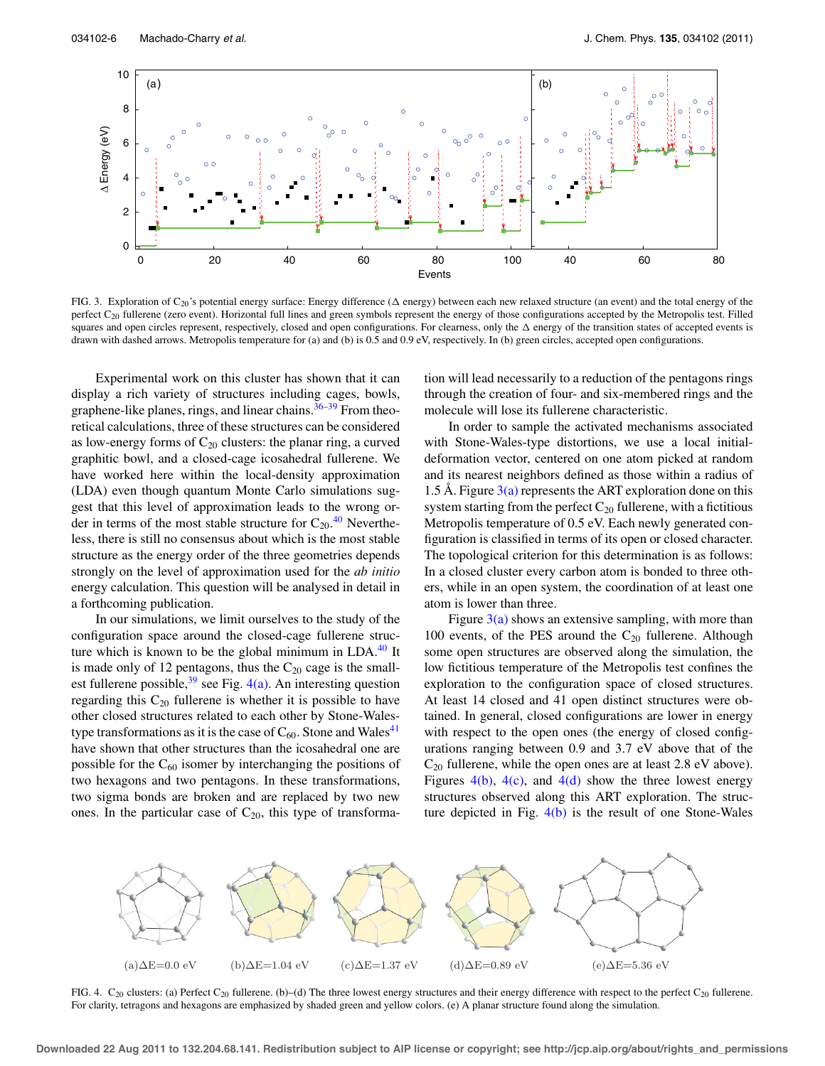FIG. 3. Exploration of $C_{20}$'s potential energy surface: Energy difference ($\Delta$ energy) between each new relaxed structure (an event) and the total energy of the perfect $C_{20}$ fullerene (zero event). Horizontal full lines and green symbols represent the energy of those configurations accepted by the Metropolis test. Filled squares and open circles represent, respectively, closed and open configurations. For clearness, only the $\Delta$ energy of the transition states of accepted events is drawn with dashed arrows. Metropolis temperature for (a) and (b) is 0.5 and 0.9 eV, respectively. In (b) green circles, accepted open configurations.

Experimental work on this cluster has shown that it can display a rich variety of structures including cages, bowls, graphene-like planes, rings, and linear chains.[36–39] From theoretical calculations, three of these structures can be considered as low-energy forms of $C_{20}$ clusters: the planar ring, a curved graphitic bowl, and a closed-cage icosahedral fullerene. We have worked here within the local-density approximation (LDA) even though quantum Monte Carlo simulations suggest that this level of approximation leads to the wrong order in terms of the most stable structure for $C_{20}$.[40] Nevertheless, there is still no consensus about which is the most stable structure as the energy order of the three geometries depends strongly on the level of approximation used for the *ab initio* energy calculation. This question will be analysed in detail in a forthcoming publication.

In our simulations, we limit ourselves to the study of the configuration space around the closed-cage fullerene structure which is known to be the global minimum in LDA.[40] It is made only of 12 pentagons, thus the $C_{20}$ cage is the smallest fullerene possible,[39] see Fig. 4(a). An interesting question regarding this $C_{20}$ fullerene is whether it is possible to have other closed structures related to each other by Stone-Wales-type transformations as it is the case of $C_{60}$. Stone and Wales[41] have shown that other structures than the icosahedral one are possible for the $C_{60}$ isomer by interchanging the positions of two hexagons and two pentagons. In these transformations, two sigma bonds are broken and are replaced by two new ones. In the particular case of $C_{20}$, this type of transformation will lead necessarily to a reduction of the pentagons rings through the creation of four- and six-membered rings and the molecule will lose its fullerene characteristic.

In order to sample the activated mechanisms associated with Stone-Wales-type distortions, we use a local initial-deformation vector, centered on one atom picked at random and its nearest neighbors defined as those within a radius of 1.5 Å. Figure 3(a) represents the ART exploration done on this system starting from the perfect $C_{20}$ fullerene, with a fictitious Metropolis temperature of 0.5 eV. Each newly generated configuration is classified in terms of its open or closed character. The topological criterion for this determination is as follows: In a closed cluster every carbon atom is bonded to three others, while in an open system, the coordination of at least one atom is lower than three.

Figure 3(a) shows an extensive sampling, with more than 100 events, of the PES around the $C_{20}$ fullerene. Although some open structures are observed along the simulation, the low fictitious temperature of the Metropolis test confines the exploration to the configuration space of closed structures. At least 14 closed and 41 open distinct structures were obtained. In general, closed configurations are lower in energy with respect to the open ones (the energy of closed configurations ranging between 0.9 and 3.7 eV above that of the $C_{20}$ fullerene, while the open ones are at least 2.8 eV above). Figures 4(b), 4(c), and 4(d) show the three lowest energy structures observed along this ART exploration. The structure depicted in Fig. 4(b) is the result of one Stone-Wales

(a)$\Delta$E=0.0 eV (b)$\Delta$E=1.04 eV (c)$\Delta$E=1.37 eV (d)$\Delta$E=0.89 eV (e)$\Delta$E=5.36 eV

FIG. 4. $C_{20}$ clusters: (a) Perfect $C_{20}$ fullerene. (b)–(d) The three lowest energy structures and their energy difference with respect to the perfect $C_{20}$ fullerene. For clarity, tetragons and hexagons are emphasized by shaded green and yellow colors. (e) A planar structure found along the simulation.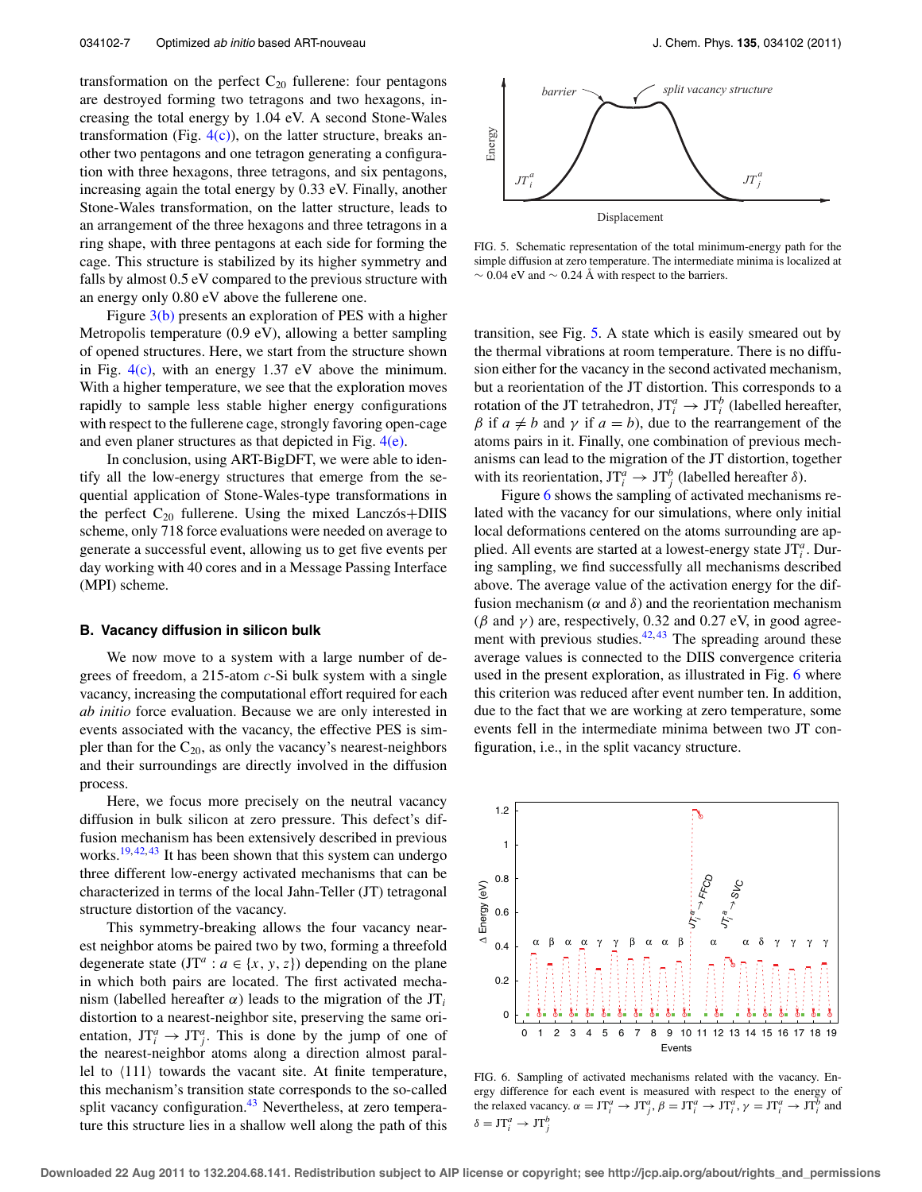transformation on the perfect $C_{20}$ fullerene: four pentagons are destroyed forming two tetragons and two hexagons, increasing the total energy by 1.04 eV. A second Stone-Wales transformation (Fig. 4(c)), on the latter structure, breaks another two pentagons and one tetragon generating a configuration with three hexagons, three tetragons, and six pentagons, increasing again the total energy by 0.33 eV. Finally, another Stone-Wales transformation, on the latter structure, leads to an arrangement of the three hexagons and three tetragons in a ring shape, with three pentagons at each side for forming the cage. This structure is stabilized by its higher symmetry and falls by almost 0.5 eV compared to the previous structure with an energy only 0.80 eV above the fullerene one.

Figure 3(b) presents an exploration of PES with a higher Metropolis temperature (0.9 eV), allowing a better sampling of opened structures. Here, we start from the structure shown in Fig. 4(c), with an energy 1.37 eV above the minimum. With a higher temperature, we see that the exploration moves rapidly to sample less stable higher energy configurations with respect to the fullerene cage, strongly favoring open-cage and even planer structures as that depicted in Fig. 4(e).

In conclusion, using ART-BigDFT, we were able to identify all the low-energy structures that emerge from the sequential application of Stone-Wales-type transformations in the perfect $C_{20}$ fullerene. Using the mixed Lanczós+DIIS scheme, only 718 force evaluations were needed on average to generate a successful event, allowing us to get five events per day working with 40 cores and in a Message Passing Interface (MPI) scheme.

### B. Vacancy diffusion in silicon bulk

We now move to a system with a large number of degrees of freedom, a 215-atom *c*-Si bulk system with a single vacancy, increasing the computational effort required for each *ab initio* force evaluation. Because we are only interested in events associated with the vacancy, the effective PES is simpler than for the $C_{20}$, as only the vacancy's nearest-neighbors and their surroundings are directly involved in the diffusion process.

Here, we focus more precisely on the neutral vacancy diffusion in bulk silicon at zero pressure. This defect's diffusion mechanism has been extensively described in previous works.[19,42,43] It has been shown that this system can undergo three different low-energy activated mechanisms that can be characterized in terms of the local Jahn-Teller (JT) tetragonal structure distortion of the vacancy.

This symmetry-breaking allows the four vacancy nearest neighbor atoms to be paired two by two, forming a threefold degenerate state ($\mathrm{JT}^a : a \in \{x, y, z\}$) depending on the plane in which both pairs are located. The first activated mechanism (labelled hereafter $\alpha$) leads to the migration of the $\mathrm{JT}_i$ distortion to a nearest-neighbor site, preserving the same orientation, $\mathrm{JT}_i^a \to \mathrm{JT}_j^a$. This is done by the jump of one of the nearest-neighbor atoms along a direction almost parallel to $\langle 111 \rangle$ towards the vacant site. At finite temperature, this mechanism's transition state corresponds to the so-called split vacancy configuration.[43] Nevertheless, at zero temperature this structure lies in a shallow well along the path of this

FIG. 5. Schematic representation of the total minimum-energy path for the simple diffusion at zero temperature. The intermediate minima is localized at $\sim 0.04$ eV and $\sim 0.24$ Å with respect to the barriers.

transition, see Fig. 5. A state which is easily smeared out by the thermal vibrations at room temperature. There is no diffusion either for the vacancy in the second activated mechanism, but a reorientation of the JT distortion. This corresponds to a rotation of the JT tetrahedron, $\mathrm{JT}_i^a \to \mathrm{JT}_i^b$ (labelled hereafter, $\beta$ if $a \neq b$ and $\gamma$ if $a = b$), due to the rearrangement of the atoms pairs in it. Finally, one combination of previous mechanisms can lead to the migration of the JT distortion, together with its reorientation, $\mathrm{JT}_i^a \to \mathrm{JT}_j^b$ (labelled hereafter $\delta$).

Figure 6 shows the sampling of activated mechanisms related with the vacancy for our simulations, where only initial local deformations centered on the atoms surrounding are applied. All events are started at a lowest-energy state $\mathrm{JT}_i^a$. During sampling, we find successfully all mechanisms described above. The average value of the activation energy for the diffusion mechanism ($\alpha$ and $\delta$) and the reorientation mechanism ($\beta$ and $\gamma$) are, respectively, 0.32 and 0.27 eV, in good agreement with previous studies.[42,43] The spreading around these average values is connected to the DIIS convergence criteria used in the present exploration, as illustrated in Fig. 6 where this criterion was reduced after event number ten. In addition, due to the fact that we are working at zero temperature, some events fell in the intermediate minima between two JT configuration, i.e., in the split vacancy structure.

FIG. 6. Sampling of activated mechanisms related with the vacancy. Energy difference for each event is measured with respect to the energy of the relaxed vacancy. $\alpha = \mathrm{JT}_i^a \to \mathrm{JT}_j^a$, $\beta = \mathrm{JT}_i^a \to \mathrm{JT}_i^c$, $\gamma = \mathrm{JT}_i^a \to \mathrm{JT}_i^b$ and $\delta = \mathrm{JT}_i^a \to \mathrm{JT}_j^b$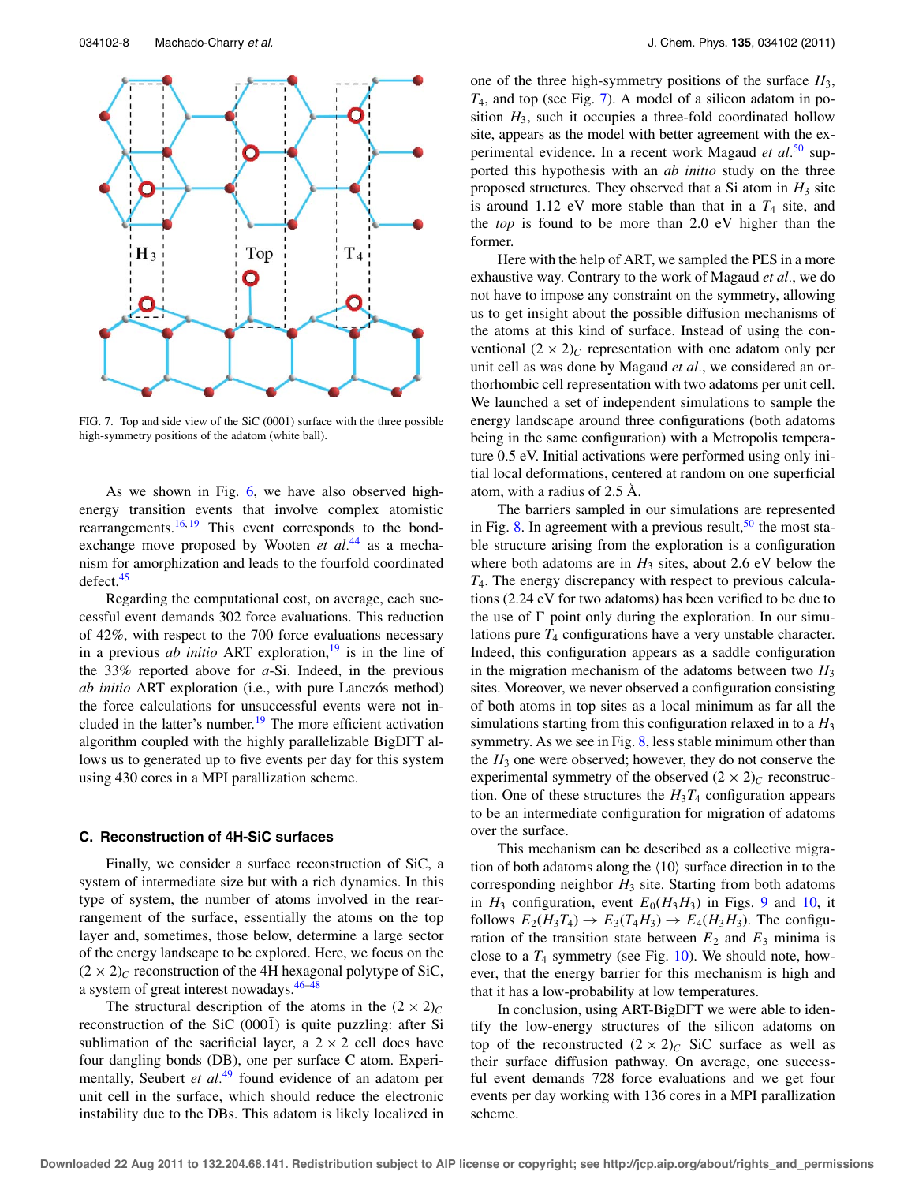FIG. 7. Top and side view of the SiC (000$\bar{1}$) surface with the three possible high-symmetry positions of the adatom (white ball).

As we shown in Fig. 6, we have also observed high-energy transition events that involve complex atomistic rearrangements.[16,19] This event corresponds to the bond-exchange move proposed by Wooten *et al.*[44] as a mechanism for amorphization and leads to the fourfold coordinated defect.[45]

Regarding the computational cost, on average, each successful event demands 302 force evaluations. This reduction of 42%, with respect to the 700 force evaluations necessary in a previous *ab initio* ART exploration,[19] is in the line of the 33% reported above for *a*-Si. Indeed, in the previous *ab initio* ART exploration (i.e., with pure Lanczós method) the force calculations for unsuccessful events were not included in the latter's number.[19] The more efficient activation algorithm coupled with the highly parallelizable BigDFT allows us to generated up to five events per day for this system using 430 cores in a MPI parallization scheme.

### C. Reconstruction of 4H-SiC surfaces

Finally, we consider a surface reconstruction of SiC, a system of intermediate size but with a rich dynamics. In this type of system, the number of atoms involved in the rearrangement of the surface, essentially the atoms on the top layer and, sometimes, those below, determine a large sector of the energy landscape to be explored. Here, we focus on the $(2 \times 2)_C$ reconstruction of the 4H hexagonal polytype of SiC, a system of great interest nowadays.[46–48]

The structural description of the atoms in the $(2 \times 2)_C$ reconstruction of the SiC (000$\bar{1}$) is quite puzzling: after Si sublimation of the sacrificial layer, a $2 \times 2$ cell does have four dangling bonds (DB), one per surface C atom. Experimentally, Seubert *et al.*[49] found evidence of an adatom per unit cell in the surface, which should reduce the electronic instability due to the DBs. This adatom is likely localized in one of the three high-symmetry positions of the surface $H_3$, $T_4$, and top (see Fig. 7). A model of a silicon adatom in position $H_3$, such it occupies a three-fold coordinated hollow site, appears as the model with better agreement with the experimental evidence. In a recent work Magaud *et al.*[50] supported this hypothesis with an *ab initio* study on the three proposed structures. They observed that a Si atom in $H_3$ site is around 1.12 eV more stable than that in a $T_4$ site, and the *top* is found to be more than 2.0 eV higher than the former.

Here with the help of ART, we sampled the PES in a more exhaustive way. Contrary to the work of Magaud *et al.*, we do not have to impose any constraint on the symmetry, allowing us to get insight about the possible diffusion mechanisms of the atoms at this kind of surface. Instead of using the conventional $(2 \times 2)_C$ representation with one adatom only per unit cell as was done by Magaud *et al.*, we considered an orthorhombic cell representation with two adatoms per unit cell. We launched a set of independent simulations to sample the energy landscape around three configurations (both adatoms being in the same configuration) with a Metropolis temperature 0.5 eV. Initial activations were performed using only initial local deformations, centered at random on one superficial atom, with a radius of 2.5 Å.

The barriers sampled in our simulations are represented in Fig. 8. In agreement with a previous result,[50] the most stable structure arising from the exploration is a configuration where both adatoms are in $H_3$ sites, about 2.6 eV below the $T_4$. The energy discrepancy with respect to previous calculations (2.24 eV for two adatoms) has been verified to be due to the use of $\Gamma$ point only during the exploration. In our simulations pure $T_4$ configurations have a very unstable character. Indeed, this configuration appears as a saddle configuration in the migration mechanism of the adatoms between two $H_3$ sites. Moreover, we never observed a configuration consisting of both atoms in top sites as a local minimum as far all the simulations starting from this configuration relaxed in to a $H_3$ symmetry. As we see in Fig. 8, less stable minimum other than the $H_3$ one were observed; however, they do not conserve the experimental symmetry of the observed $(2 \times 2)_C$ reconstruction. One of these structures the $H_3T_4$ configuration appears to be an intermediate configuration for migration of adatoms over the surface.

This mechanism can be described as a collective migration of both adatoms along the $\langle 10 \rangle$ surface direction in to the corresponding neighbor $H_3$ site. Starting from both adatoms in $H_3$ configuration, event $E_0(H_3H_3)$ in Figs. 9 and 10, it follows $E_2(H_3T_4) \rightarrow E_3(T_4H_3) \rightarrow E_4(H_3H_3)$. The configuration of the transition state between $E_2$ and $E_3$ minima is close to a $T_4$ symmetry (see Fig. 10). We should note, however, that the energy barrier for this mechanism is high and that it has a low-probability at low temperatures.

In conclusion, using ART-BigDFT we were able to identify the low-energy structures of the silicon adatoms on top of the reconstructed $(2 \times 2)_C$ SiC surface as well as their surface diffusion pathway. On average, one successful event demands 728 force evaluations and we get four events per day working with 136 cores in a MPI parallization scheme.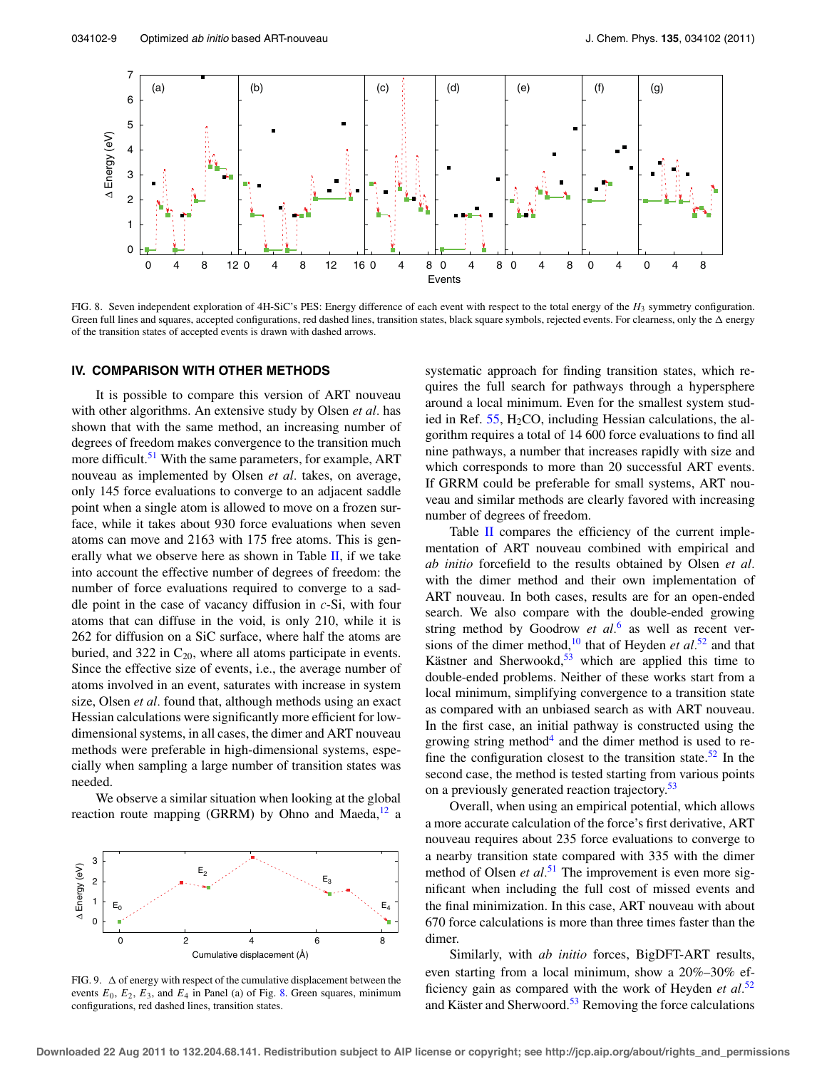FIG. 8. Seven independent exploration of 4H-SiC's PES: Energy difference of each event with respect to the total energy of the $H_3$ symmetry configuration. Green full lines and squares, accepted configurations, red dashed lines, transition states, black square symbols, rejected events. For clearness, only the Δ energy of the transition states of accepted events is drawn with dashed arrows.

## IV. COMPARISON WITH OTHER METHODS

It is possible to compare this version of ART nouveau with other algorithms. An extensive study by Olsen *et al.* has shown that with the same method, an increasing number of degrees of freedom makes convergence to the transition much more difficult.[51] With the same parameters, for example, ART nouveau as implemented by Olsen *et al.* takes, on average, only 145 force evaluations to converge to an adjacent saddle point when a single atom is allowed to move on a frozen surface, while it takes about 930 force evaluations when seven atoms can move and 2163 with 175 free atoms. This is generally what we observe here as shown in Table II, if we take into account the effective number of degrees of freedom: the number of force evaluations required to converge to a saddle point in the case of vacancy diffusion in *c*-Si, with four atoms that can diffuse in the void, is only 210, while it is 262 for diffusion on a SiC surface, where half the atoms are buried, and 322 in $C_{20}$, where all atoms participate in events. Since the effective size of events, i.e., the average number of atoms involved in an event, saturates with increase in system size, Olsen *et al.* found that, although methods using an exact Hessian calculations were significantly more efficient for low-dimensional systems, in all cases, the dimer and ART nouveau methods were preferable in high-dimensional systems, especially when sampling a large number of transition states was needed.

We observe a similar situation when looking at the global reaction route mapping (GRRM) by Ohno and Maeda,[12] a systematic approach for finding transition states, which requires the full search for pathways through a hypersphere around a local minimum. Even for the smallest system studied in Ref. 55, $H_2CO$, including Hessian calculations, the algorithm requires a total of 14 600 force evaluations to find all nine pathways, a number that increases rapidly with size and which corresponds to more than 20 successful ART events. If GRRM could be preferable for small systems, ART nouveau and similar methods are clearly favored with increasing number of degrees of freedom.

FIG. 9. Δ of energy with respect of the cumulative displacement between the events $E_0$, $E_2$, $E_3$, and $E_4$ in Panel (a) of Fig. 8. Green squares, minimum configurations, red dashed lines, transition states.

Table II compares the efficiency of the current implementation of ART nouveau combined with empirical and *ab initio* forcefield to the results obtained by Olsen *et al.* with the dimer method and their own implementation of ART nouveau. In both cases, results are for an open-ended search. We also compare with the double-ended growing string method by Goodrow *et al.*[6] as well as recent versions of the dimer method,[10] that of Heyden *et al.*[52] and that Kästner and Sherwoord,[53] which are applied this time to double-ended problems. Neither of these works start from a local minimum, simplifying convergence to a transition state as compared with an unbiased search as with ART nouveau. In the first case, an initial pathway is constructed using the growing string method[4] and the dimer method is used to refine the configuration closest to the transition state.[52] In the second case, the method is tested starting from various points on a previously generated reaction trajectory.[53]

Overall, when using an empirical potential, which allows a more accurate calculation of the force's first derivative, ART nouveau requires about 235 force evaluations to converge to a nearby transition state compared with 335 with the dimer method of Olsen *et al.*[51] The improvement is even more significant when including the full cost of missed events and the final minimization. In this case, ART nouveau with about 670 force calculations is more than three times faster than the dimer.

Similarly, with *ab initio* forces, BigDFT-ART results, even starting from a local minimum, show a 20%–30% efficiency gain as compared with the work of Heyden *et al.*[52] and Käster and Sherwoord.[53] Removing the force calculations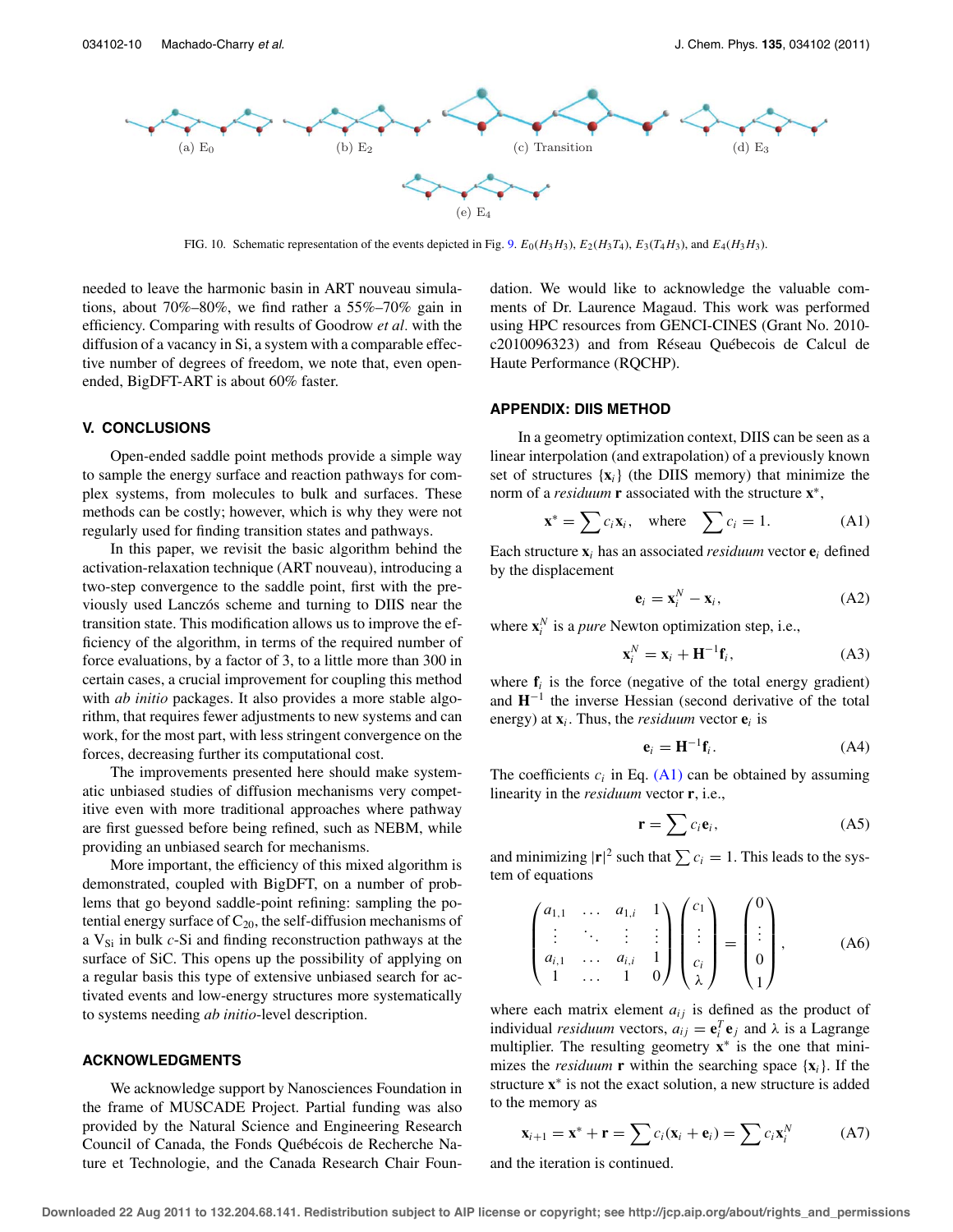FIG. 10. Schematic representation of the events depicted in Fig. 9. $E_0(H_3H_3)$, $E_2(H_3T_4)$, $E_3(T_4H_3)$, and $E_4(H_3H_3)$.

needed to leave the harmonic basin in ART nouveau simulations, about 70%–80%, we find rather a 55%–70% gain in efficiency. Comparing with results of Goodrow *et al.* with the diffusion of a vacancy in Si, a system with a comparable effective number of degrees of freedom, we note that, even open-ended, BigDFT-ART is about 60% faster.

## V. CONCLUSIONS

Open-ended saddle point methods provide a simple way to sample the energy surface and reaction pathways for complex systems, from molecules to bulk and surfaces. These methods can be costly; however, which is why they were not regularly used for finding transition states and pathways.

In this paper, we revisit the basic algorithm behind the activation-relaxation technique (ART nouveau), introducing a two-step convergence to the saddle point, first with the previously used Lanczós scheme and turning to DIIS near the transition state. This modification allows us to improve the efficiency of the algorithm, in terms of the required number of force evaluations, by a factor of 3, to a little more than 300 in certain cases, a crucial improvement for coupling this method with *ab initio* packages. It also provides a more stable algorithm, that requires fewer adjustments to new systems and can work, for the most part, with less stringent convergence on the forces, decreasing further its computational cost.

The improvements presented here should make systematic unbiased studies of diffusion mechanisms very competitive even with more traditional approaches where pathway are first guessed before being refined, such as NEBM, while providing an unbiased search for mechanisms.

More important, the efficiency of this mixed algorithm is demonstrated, coupled with BigDFT, on a number of problems that go beyond saddle-point refining: sampling the potential energy surface of $C_{20}$, the self-diffusion mechanisms of a $V_{Si}$ in bulk *c*-Si and finding reconstruction pathways at the surface of SiC. This opens up the possibility of applying on a regular basis this type of extensive unbiased search for activated events and low-energy structures more systematically to systems needing *ab initio*-level description.

## ACKNOWLEDGMENTS

We acknowledge support by Nanosciences Foundation in the frame of MUSCADE Project. Partial funding was also provided by the Natural Science and Engineering Research Council of Canada, the Fonds Québécois de Recherche Nature et Technologie, and the Canada Research Chair Foundation. We would like to acknowledge the valuable comments of Dr. Laurence Magaud. This work was performed using HPC resources from GENCI-CINES (Grant No. 2010-c2010096323) and from Réseau Québecois de Calcul de Haute Performance (RQCHP).

## APPENDIX: DIIS METHOD

In a geometry optimization context, DIIS can be seen as a linear interpolation (and extrapolation) of a previously known set of structures $\{\mathbf{x}_i\}$ (the DIIS memory) that minimize the norm of a *residuum* $\mathbf{r}$ associated with the structure $\mathbf{x}^*$,

$$\mathbf{x}^* = \sum c_i \mathbf{x}_i, \quad \text{where} \quad \sum c_i = 1. \tag{A1}$$

Each structure $\mathbf{x}_i$ has an associated *residuum* vector $\mathbf{e}_i$ defined by the displacement

$$\mathbf{e}_i = \mathbf{x}_i^N - \mathbf{x}_i, \tag{A2}$$

where $\mathbf{x}_i^N$ is a *pure* Newton optimization step, i.e.,

$$\mathbf{x}_i^N = \mathbf{x}_i + \mathbf{H}^{-1}\mathbf{f}_i, \tag{A3}$$

where $\mathbf{f}_i$ is the force (negative of the total energy gradient) and $\mathbf{H}^{-1}$ the inverse Hessian (second derivative of the total energy) at $\mathbf{x}_i$. Thus, the *residuum* vector $\mathbf{e}_i$ is

$$\mathbf{e}_i = \mathbf{H}^{-1}\mathbf{f}_i. \tag{A4}$$

The coefficients $c_i$ in Eq. (A1) can be obtained by assuming linearity in the *residuum* vector $\mathbf{r}$, i.e.,

$$\mathbf{r} = \sum c_i \mathbf{e}_i, \tag{A5}$$

and minimizing $|\mathbf{r}|^2$ such that $\sum c_i = 1$. This leads to the system of equations

$$\begin{pmatrix} a_{1,1} & \dots & a_{1,i} & 1 \\ \vdots & \ddots & \vdots & \vdots \\ a_{i,1} & \dots & a_{i,i} & 1 \\ 1 & \dots & 1 & 0 \end{pmatrix} \begin{pmatrix} c_1 \\ \vdots \\ c_i \\ \lambda \end{pmatrix} = \begin{pmatrix} 0 \\ \vdots \\ 0 \\ 1 \end{pmatrix}, \tag{A6}$$

where each matrix element $a_{ij}$ is defined as the product of individual *residuum* vectors, $a_{ij} = \mathbf{e}_i^T \mathbf{e}_j$ and $\lambda$ is a Lagrange multiplier. The resulting geometry $\mathbf{x}^*$ is the one that minimizes the *residuum* $\mathbf{r}$ within the searching space $\{\mathbf{x}_i\}$. If the structure $\mathbf{x}^*$ is not the exact solution, a new structure is added to the memory as

$$\mathbf{x}_{i+1} = \mathbf{x}^* + \mathbf{r} = \sum c_i(\mathbf{x}_i + \mathbf{e}_i) = \sum c_i \mathbf{x}_i^N \tag{A7}$$

and the iteration is continued.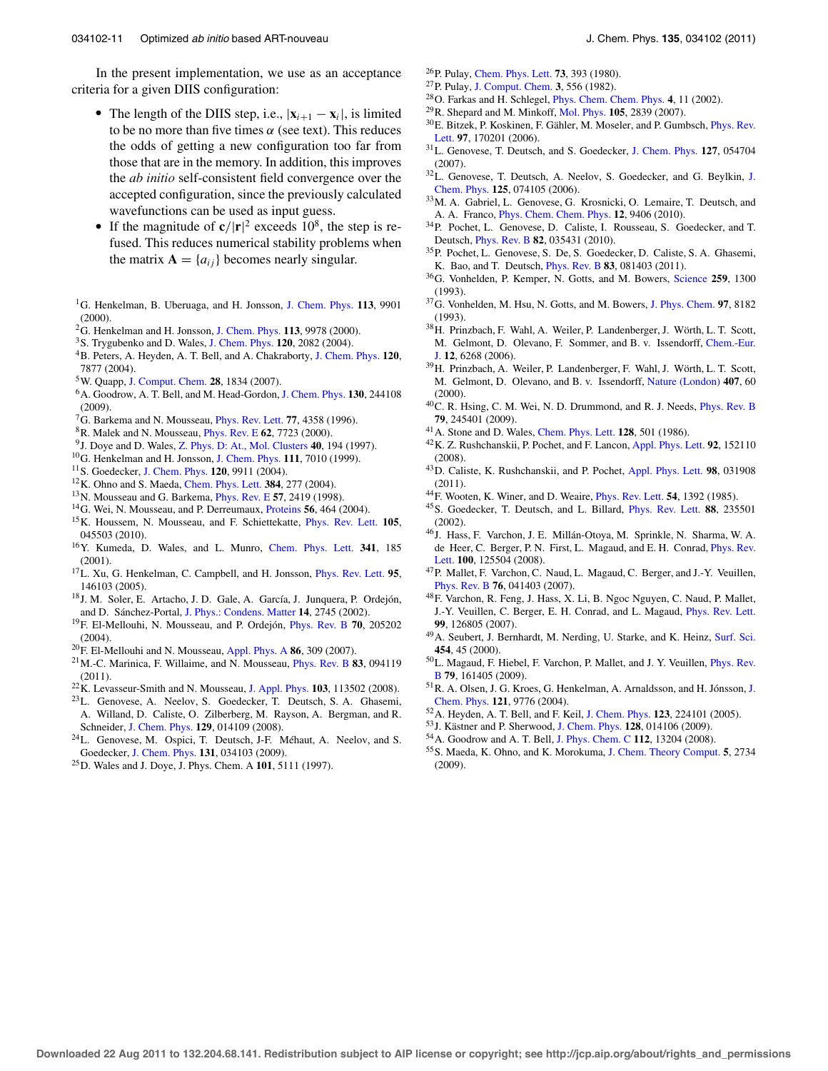In the present implementation, we use as an acceptance criteria for a given DIIS configuration:

- The length of the DIIS step, i.e., $|\mathbf{x}_{i+1} - \mathbf{x}_i|$, is limited to be no more than five times $\alpha$ (see text). This reduces the odds of getting a new configuration too far from those that are in the memory. In addition, this improves the *ab initio* self-consistent field convergence over the accepted configuration, since the previously calculated wavefunctions can be used as input guess.
- If the magnitude of $\mathbf{c}/|\mathbf{r}|^2$ exceeds $10^8$, the step is refused. This reduces numerical stability problems when the matrix $\mathbf{A} = \{a_{ij}\}$ becomes nearly singular.

[1] G. Henkelman, B. Uberuaga, and H. Jonsson, J. Chem. Phys. **113**, 9901 (2000).
[2] G. Henkelman and H. Jonsson, J. Chem. Phys. **113**, 9978 (2000).
[3] S. Trygubenko and D. Wales, J. Chem. Phys. **120**, 2082 (2004).
[4] B. Peters, A. Heyden, A. T. Bell, and A. Chakraborty, J. Chem. Phys. **120**, 7877 (2004).
[5] W. Quapp, J. Comput. Chem. **28**, 1834 (2007).
[6] A. Goodrow, A. T. Bell, and M. Head-Gordon, J. Chem. Phys. **130**, 244108 (2009).
[7] G. Barkema and N. Mousseau, Phys. Rev. Lett. **77**, 4358 (1996).
[8] R. Malek and N. Mousseau, Phys. Rev. E **62**, 7723 (2000).
[9] J. Doye and D. Wales, Z. Phys. D: At., Mol. Clusters **40**, 194 (1997).
[10] G. Henkelman and H. Jonsson, J. Chem. Phys. **111**, 7010 (1999).
[11] S. Goedecker, J. Chem. Phys. **120**, 9911 (2004).
[12] K. Ohno and S. Maeda, Chem. Phys. Lett. **384**, 277 (2004).
[13] N. Mousseau and G. Barkema, Phys. Rev. E **57**, 2419 (1998).
[14] G. Wei, N. Mousseau, and P. Derreumaux, Proteins **56**, 464 (2004).
[15] K. Houssem, N. Mousseau, and F. Schiettekatte, Phys. Rev. Lett. **105**, 045503 (2010).
[16] Y. Kumeda, D. Wales, and L. Munro, Chem. Phys. Lett. **341**, 185 (2001).
[17] L. Xu, G. Henkelman, C. Campbell, and H. Jonsson, Phys. Rev. Lett. **95**, 146103 (2005).
[18] J. M. Soler, E. Artacho, J. D. Gale, A. García, J. Junquera, P. Ordejón, and D. Sánchez-Portal, J. Phys.: Condens. Matter **14**, 2745 (2002).
[19] F. El-Mellouhi, N. Mousseau, and P. Ordejón, Phys. Rev. B **70**, 205202 (2004).
[20] F. El-Mellouhi and N. Mousseau, Appl. Phys. A **86**, 309 (2007).
[21] M.-C. Marinica, F. Willaime, and N. Mousseau, Phys. Rev. B **83**, 094119 (2011).
[22] K. Levasseur-Smith and N. Mousseau, J. Appl. Phys. **103**, 113502 (2008).
[23] L. Genovese, A. Neelov, S. Goedecker, T. Deutsch, S. A. Ghasemi, A. Willand, D. Caliste, O. Zilberberg, M. Rayson, A. Bergman, and R. Schneider, J. Chem. Phys. **129**, 014109 (2008).
[24] L. Genovese, M. Ospici, T. Deutsch, J-F. Méhaut, A. Neelov, and S. Goedecker, J. Chem. Phys. **131**, 034103 (2009).
[25] D. Wales and J. Doye, J. Phys. Chem. A **101**, 5111 (1997).
[26] P. Pulay, Chem. Phys. Lett. **73**, 393 (1980).
[27] P. Pulay, J. Comput. Chem. **3**, 556 (1982).
[28] O. Farkas and H. Schlegel, Phys. Chem. Chem. Phys. **4**, 11 (2002).
[29] R. Shepard and M. Minkoff, Mol. Phys. **105**, 2839 (2007).
[30] E. Bitzek, P. Koskinen, F. Gähler, M. Moseler, and P. Gumbsch, Phys. Rev. Lett. **97**, 170201 (2006).
[31] L. Genovese, T. Deutsch, and S. Goedecker, J. Chem. Phys. **127**, 054704 (2007).
[32] L. Genovese, T. Deutsch, A. Neelov, S. Goedecker, and G. Beylkin, J. Chem. Phys. **125**, 074105 (2006).
[33] M. A. Gabriel, L. Genovese, G. Krosnicki, O. Lemaire, T. Deutsch, and A. A. Franco, Phys. Chem. Chem. Phys. **12**, 9406 (2010).
[34] P. Pochet, L. Genovese, D. Caliste, I. Rousseau, S. Goedecker, and T. Deutsch, Phys. Rev. B **82**, 035431 (2010).
[35] P. Pochet, L. Genovese, S. De, S. Goedecker, D. Caliste, S. A. Ghasemi, K. Bao, and T. Deutsch, Phys. Rev. B **83**, 081403 (2011).
[36] G. Vonhelden, P. Kemper, N. Gotts, and M. Bowers, Science **259**, 1300 (1993).
[37] G. Vonhelden, M. Hsu, N. Gotts, and M. Bowers, J. Phys. Chem. **97**, 8182 (1993).
[38] H. Prinzbach, F. Wahl, A. Weiler, P. Landenberger, J. Wörth, L. T. Scott, M. Gelmont, D. Olevano, F. Sommer, and B. v. Issendorff, Chem.-Eur. J. **12**, 6268 (2006).
[39] H. Prinzbach, A. Weiler, P. Landenberger, F. Wahl, J. Wörth, L. T. Scott, M. Gelmont, D. Olevano, and B. v. Issendorff, Nature (London) **407**, 60 (2000).
[40] C. R. Hsing, C. M. Wei, N. D. Drummond, and R. J. Needs, Phys. Rev. B **79**, 245401 (2009).
[41] A. Stone and D. Wales, Chem. Phys. Lett. **128**, 501 (1986).
[42] K. Z. Rushchanskii, P. Pochet, and F. Lancon, Appl. Phys. Lett. **92**, 152110 (2008).
[43] D. Caliste, K. Rushchanskii, and P. Pochet, Appl. Phys. Lett. **98**, 031908 (2011).
[44] F. Wooten, K. Winer, and D. Weaire, Phys. Rev. Lett. **54**, 1392 (1985).
[45] S. Goedecker, T. Deutsch, and L. Billard, Phys. Rev. Lett. **88**, 235501 (2002).
[46] J. Hass, F. Varchon, J. E. Millán-Otoya, M. Sprinkle, N. Sharma, W. A. de Heer, C. Berger, P. N. First, L. Magaud, and E. H. Conrad, Phys. Rev. Lett. **100**, 125504 (2008).
[47] P. Mallet, F. Varchon, C. Naud, L. Magaud, C. Berger, and J.-Y. Veuillen, Phys. Rev. B **76**, 041403 (2007).
[48] F. Varchon, R. Feng, J. Hass, X. Li, B. Ngoc Nguyen, C. Naud, P. Mallet, J.-Y. Veuillen, C. Berger, E. H. Conrad, and L. Magaud, Phys. Rev. Lett. **99**, 126805 (2007).
[49] A. Seubert, J. Bernhardt, M. Nerding, U. Starke, and K. Heinz, Surf. Sci. **454**, 45 (2000).
[50] L. Magaud, F. Hiebel, F. Varchon, P. Mallet, and J. Y. Veuillen, Phys. Rev. B **79**, 161405 (2009).
[51] R. A. Olsen, J. G. Kroes, G. Henkelman, A. Arnaldsson, and H. Jónsson, J. Chem. Phys. **121**, 9776 (2004).
[52] A. Heyden, A. T. Bell, and F. Keil, J. Chem. Phys. **123**, 224101 (2005).
[53] J. Kästner and P. Sherwood, J. Chem. Phys. **128**, 014106 (2009).
[54] A. Goodrow and A. T. Bell, J. Phys. Chem. C **112**, 13204 (2008).
[55] S. Maeda, K. Ohno, and K. Morokuma, J. Chem. Theory Comput. **5**, 2734 (2009).